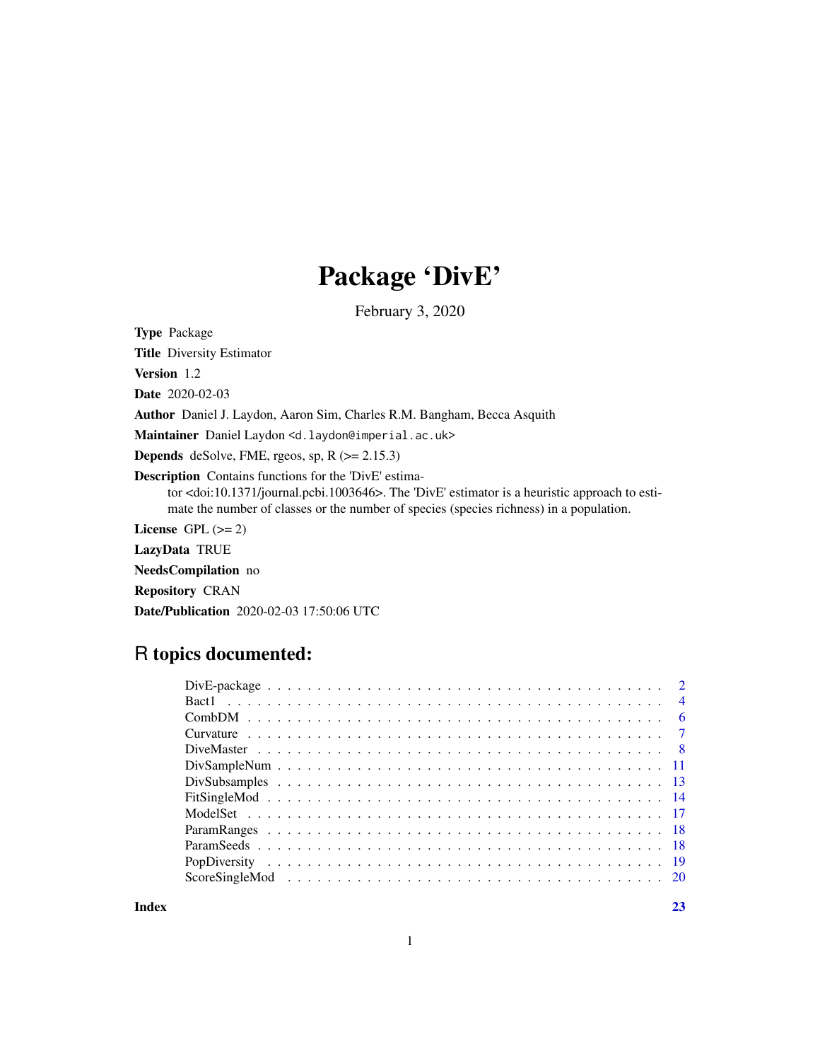# Package 'DivE'

February 3, 2020

**Type** Package

**Title** Diversity Estimator

**Version** 1.2

**Date** 2020-02-03

**Author** Daniel J. Laydon, Aaron Sim, Charles R.M. Bangham, Becca Asquith

**Maintainer** Daniel Laydon <d.laydon@imperial.ac.uk>

**Depends** deSolve, FME, rgeos, sp, R (>= 2.15.3)

**Description** Contains functions for the 'DivE' estimator <doi:10.1371/journal.pcbi.1003646>. The 'DivE' estimator is a heuristic approach to estimate the number of classes or the number of species (species richness) in a population.

**License** GPL (>= 2)

**LazyData** TRUE

**NeedsCompilation** no

**Repository** CRAN

**Date/Publication** 2020-02-03 17:50:06 UTC

## R topics documented:

| | |
|---|---|
| DivE-package | 2 |
| Bact1 | 4 |
| CombDM | 6 |
| Curvature | 7 |
| DiveMaster | 8 |
| DivSampleNum | 11 |
| DivSubsamples | 13 |
| FitSingleMod | 14 |
| ModelSet | 17 |
| ParamRanges | 18 |
| ParamSeeds | 18 |
| PopDiversity | 19 |
| ScoreSingleMod | 20 |
| **Index** | **23** |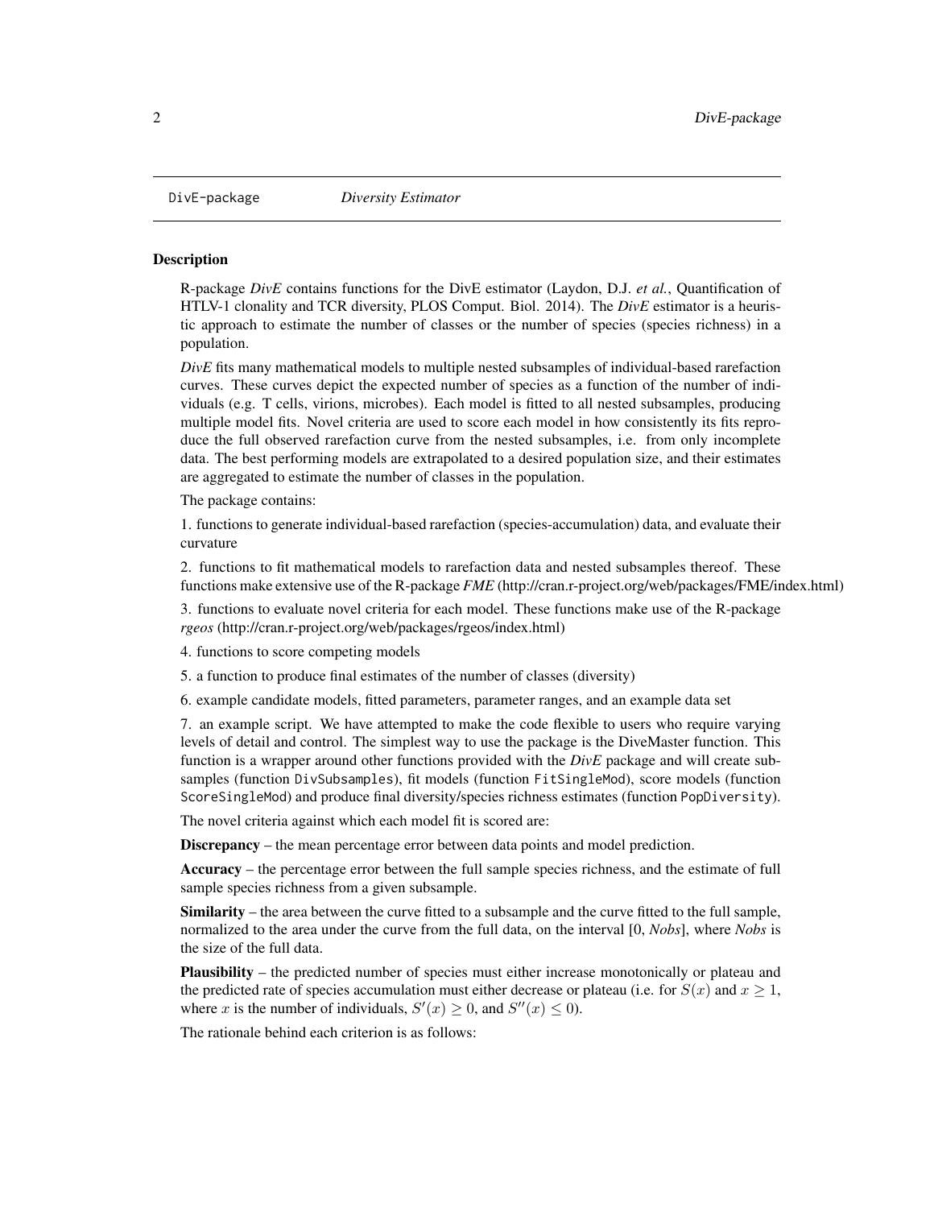DivE-package *Diversity Estimator*

## Description

R-package *DivE* contains functions for the DivE estimator (Laydon, D.J. *et al.*, Quantification of HTLV-1 clonality and TCR diversity, PLOS Comput. Biol. 2014). The *DivE* estimator is a heuristic approach to estimate the number of classes or the number of species (species richness) in a population.

*DivE* fits many mathematical models to multiple nested subsamples of individual-based rarefaction curves. These curves depict the expected number of species as a function of the number of individuals (e.g. T cells, virions, microbes). Each model is fitted to all nested subsamples, producing multiple model fits. Novel criteria are used to score each model in how consistently its fits reproduce the full observed rarefaction curve from the nested subsamples, i.e. from only incomplete data. The best performing models are extrapolated to a desired population size, and their estimates are aggregated to estimate the number of classes in the population.

The package contains:

1. functions to generate individual-based rarefaction (species-accumulation) data, and evaluate their curvature

2. functions to fit mathematical models to rarefaction data and nested subsamples thereof. These functions make extensive use of the R-package *FME* (http://cran.r-project.org/web/packages/FME/index.html)

3. functions to evaluate novel criteria for each model. These functions make use of the R-package *rgeos* (http://cran.r-project.org/web/packages/rgeos/index.html)

4. functions to score competing models

5. a function to produce final estimates of the number of classes (diversity)

6. example candidate models, fitted parameters, parameter ranges, and an example data set

7. an example script. We have attempted to make the code flexible to users who require varying levels of detail and control. The simplest way to use the package is the DiveMaster function. This function is a wrapper around other functions provided with the *DivE* package and will create subsamples (function `DivSubsamples`), fit models (function `FitSingleMod`), score models (function `ScoreSingleMod`) and produce final diversity/species richness estimates (function `PopDiversity`).

The novel criteria against which each model fit is scored are:

**Discrepancy** – the mean percentage error between data points and model prediction.

**Accuracy** – the percentage error between the full sample species richness, and the estimate of full sample species richness from a given subsample.

**Similarity** – the area between the curve fitted to a subsample and the curve fitted to the full sample, normalized to the area under the curve from the full data, on the interval [0, *Nobs*], where *Nobs* is the size of the full data.

**Plausibility** – the predicted number of species must either increase monotonically or plateau and the predicted rate of species accumulation must either decrease or plateau (i.e. for $S(x)$ and $x \geq 1$, where $x$ is the number of individuals, $S'(x) \geq 0$, and $S''(x) \leq 0$).

The rationale behind each criterion is as follows: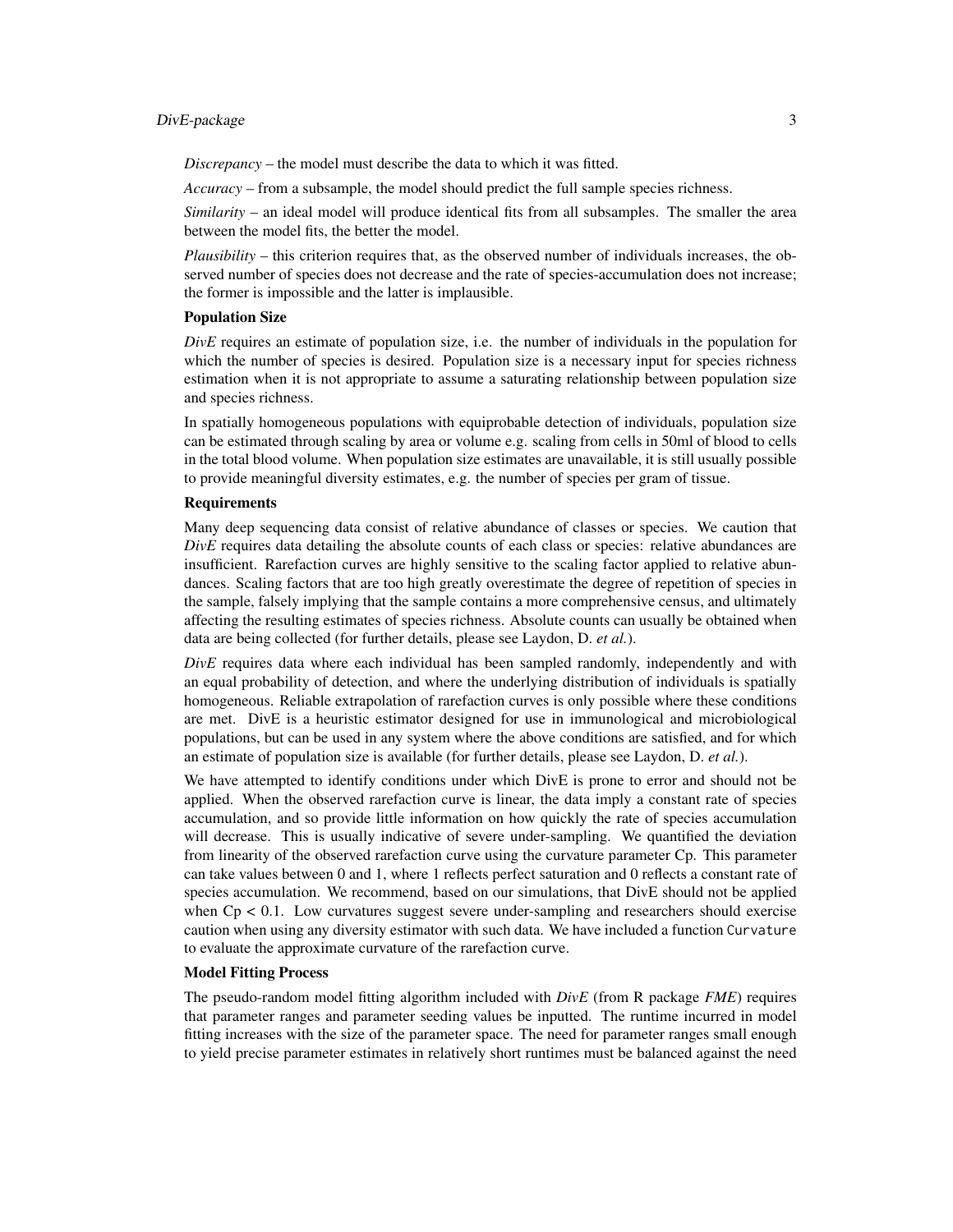*Discrepancy* – the model must describe the data to which it was fitted.

*Accuracy* – from a subsample, the model should predict the full sample species richness.

*Similarity* – an ideal model will produce identical fits from all subsamples. The smaller the area between the model fits, the better the model.

*Plausibility* – this criterion requires that, as the observed number of individuals increases, the observed number of species does not decrease and the rate of species-accumulation does not increase; the former is impossible and the latter is implausible.

**Population Size**

*DivE* requires an estimate of population size, i.e. the number of individuals in the population for which the number of species is desired. Population size is a necessary input for species richness estimation when it is not appropriate to assume a saturating relationship between population size and species richness.

In spatially homogeneous populations with equiprobable detection of individuals, population size can be estimated through scaling by area or volume e.g. scaling from cells in 50ml of blood to cells in the total blood volume. When population size estimates are unavailable, it is still usually possible to provide meaningful diversity estimates, e.g. the number of species per gram of tissue.

**Requirements**

Many deep sequencing data consist of relative abundance of classes or species. We caution that *DivE* requires data detailing the absolute counts of each class or species: relative abundances are insufficient. Rarefaction curves are highly sensitive to the scaling factor applied to relative abundances. Scaling factors that are too high greatly overestimate the degree of repetition of species in the sample, falsely implying that the sample contains a more comprehensive census, and ultimately affecting the resulting estimates of species richness. Absolute counts can usually be obtained when data are being collected (for further details, please see Laydon, D. *et al.*).

*DivE* requires data where each individual has been sampled randomly, independently and with an equal probability of detection, and where the underlying distribution of individuals is spatially homogeneous. Reliable extrapolation of rarefaction curves is only possible where these conditions are met. DivE is a heuristic estimator designed for use in immunological and microbiological populations, but can be used in any system where the above conditions are satisfied, and for which an estimate of population size is available (for further details, please see Laydon, D. *et al.*).

We have attempted to identify conditions under which DivE is prone to error and should not be applied. When the observed rarefaction curve is linear, the data imply a constant rate of species accumulation, and so provide little information on how quickly the rate of species accumulation will decrease. This is usually indicative of severe under-sampling. We quantified the deviation from linearity of the observed rarefaction curve using the curvature parameter Cp. This parameter can take values between 0 and 1, where 1 reflects perfect saturation and 0 reflects a constant rate of species accumulation. We recommend, based on our simulations, that DivE should not be applied when $Cp < 0.1$. Low curvatures suggest severe under-sampling and researchers should exercise caution when using any diversity estimator with such data. We have included a function `Curvature` to evaluate the approximate curvature of the rarefaction curve.

**Model Fitting Process**

The pseudo-random model fitting algorithm included with *DivE* (from R package *FME*) requires that parameter ranges and parameter seeding values be inputted. The runtime incurred in model fitting increases with the size of the parameter space. The need for parameter ranges small enough to yield precise parameter estimates in relatively short runtimes must be balanced against the need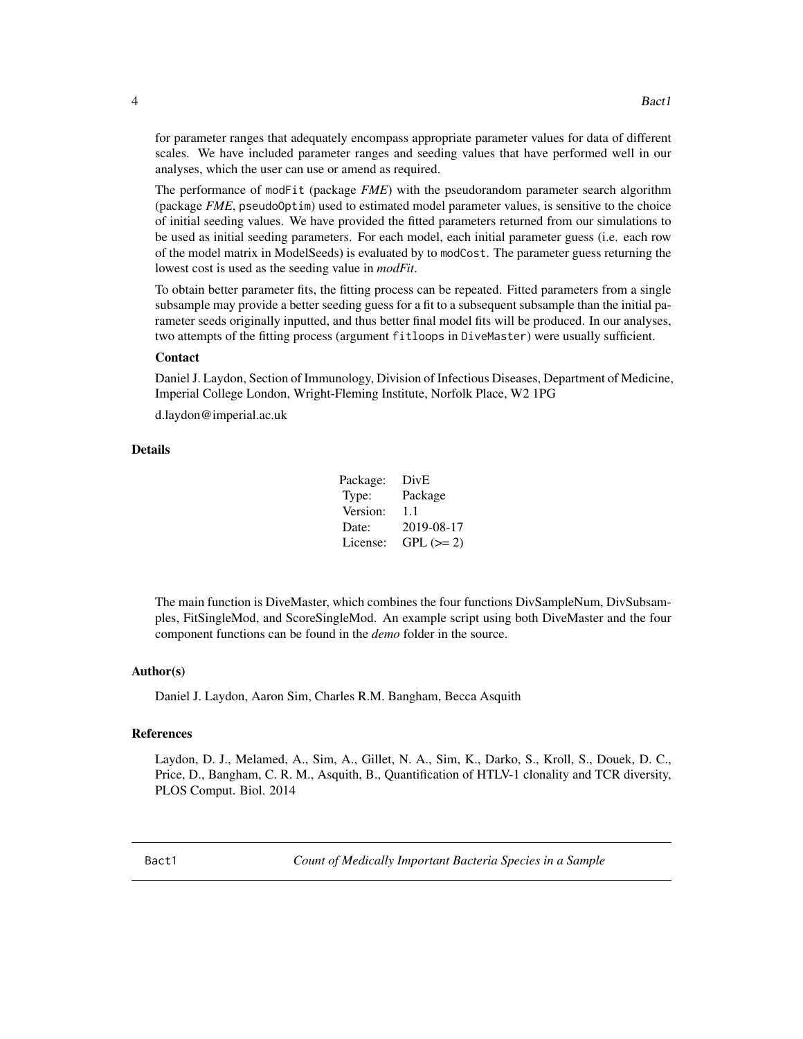for parameter ranges that adequately encompass appropriate parameter values for data of different scales. We have included parameter ranges and seeding values that have performed well in our analyses, which the user can use or amend as required.

The performance of `modFit` (package *FME*) with the pseudorandom parameter search algorithm (package *FME*, `pseudoOptim`) used to estimated model parameter values, is sensitive to the choice of initial seeding values. We have provided the fitted parameters returned from our simulations to be used as initial seeding parameters. For each model, each initial parameter guess (i.e. each row of the model matrix in ModelSeeds) is evaluated by to `modCost`. The parameter guess returning the lowest cost is used as the seeding value in *modFit*.

To obtain better parameter fits, the fitting process can be repeated. Fitted parameters from a single subsample may provide a better seeding guess for a fit to a subsequent subsample than the initial parameter seeds originally inputted, and thus better final model fits will be produced. In our analyses, two attempts of the fitting process (argument `fitloops` in `DiveMaster`) were usually sufficient.

**Contact**

Daniel J. Laydon, Section of Immunology, Division of Infectious Diseases, Department of Medicine, Imperial College London, Wright-Fleming Institute, Norfolk Place, W2 1PG

d.laydon@imperial.ac.uk

## Details

| | |
|---|---|
| Package: | DivE |
| Type: | Package |
| Version: | 1.1 |
| Date: | 2019-08-17 |
| License: | GPL (>= 2) |

The main function is DiveMaster, which combines the four functions DivSampleNum, DivSubsamples, FitSingleMod, and ScoreSingleMod. An example script using both DiveMaster and the four component functions can be found in the *demo* folder in the source.

## Author(s)

Daniel J. Laydon, Aaron Sim, Charles R.M. Bangham, Becca Asquith

## References

Laydon, D. J., Melamed, A., Sim, A., Gillet, N. A., Sim, K., Darko, S., Kroll, S., Douek, D. C., Price, D., Bangham, C. R. M., Asquith, B., Quantification of HTLV-1 clonality and TCR diversity, PLOS Comput. Biol. 2014

---

# Bact1 — *Count of Medically Important Bacteria Species in a Sample*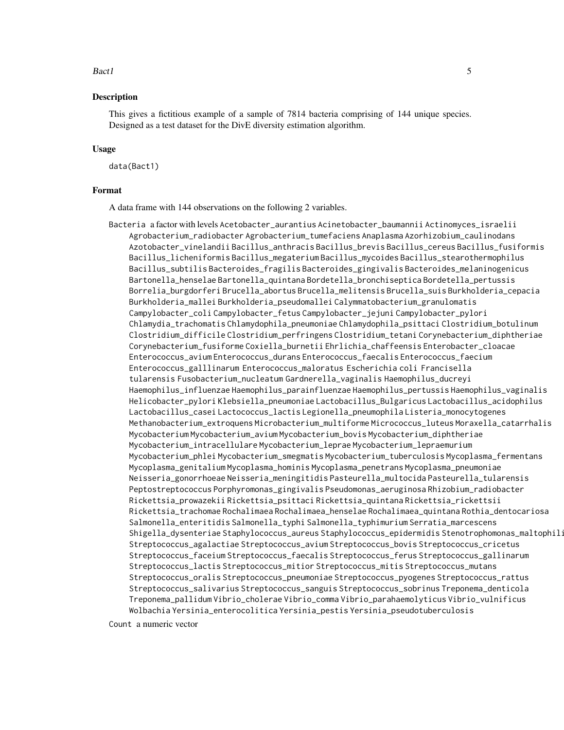### Description

This gives a fictitious example of a sample of 7814 bacteria comprising of 144 unique species. Designed as a test dataset for the DivE diversity estimation algorithm.

### Usage

```
data(Bact1)
```

### Format

A data frame with 144 observations on the following 2 variables.

`Bacteria` a factor with levels `Acetobacter_aurantius` `Acinetobacter_baumannii` `Actinomyces_israelii` `Agrobacterium_radiobacter` `Agrobacterium_tumefaciens` `Anaplasma` `Azorhizobium_caulinodans` `Azotobacter_vinelandii` `Bacillus_anthracis` `Bacillus_brevis` `Bacillus_cereus` `Bacillus_fusiformis` `Bacillus_licheniformis` `Bacillus_megaterium` `Bacillus_mycoides` `Bacillus_stearothermophilus` `Bacillus_subtilis` `Bacteroides_fragilis` `Bacteroides_gingivalis` `Bacteroides_melaninogenicus` `Bartonella_henselae` `Bartonella_quintana` `Bordetella_bronchiseptica` `Bordetella_pertussis` `Borrelia_burgdorferi` `Brucella_abortus` `Brucella_melitensis` `Brucella_suis` `Burkholderia_cepacia` `Burkholderia_mallei` `Burkholderia_pseudomallei` `Calymmatobacterium_granulomatis` `Campylobacter_coli` `Campylobacter_fetus` `Campylobacter_jejuni` `Campylobacter_pylori` `Chlamydia_trachomatis` `Chlamydophila_pneumoniae` `Chlamydophila_psittaci` `Clostridium_botulinum` `Clostridium_difficile` `Clostridium_perfringens` `Clostridium_tetani` `Corynebacterium_diphtheriae` `Corynebacterium_fusiforme` `Coxiella_burnetii` `Ehrlichia_chaffeensis` `Enterobacter_cloacae` `Enterococcus_avium` `Enterococcus_durans` `Enterococcus_faecalis` `Enterococcus_faecium` `Enterococcus_galllinarum` `Enterococcus_maloratus` `Escherichia coli` `Francisella tularensis` `Fusobacterium_nucleatum` `Gardnerella_vaginalis` `Haemophilus_ducreyi` `Haemophilus_influenzae` `Haemophilus_parainfluenzae` `Haemophilus_pertussis` `Haemophilus_vaginalis` `Helicobacter_pylori` `Klebsiella_pneumoniae` `Lactobacillus_Bulgaricus` `Lactobacillus_acidophilus` `Lactobacillus_casei` `Lactococcus_lactis` `Legionella_pneumophila` `Listeria_monocytogenes` `Methanobacterium_extroquens` `Microbacterium_multiforme` `Micrococcus_luteus` `Moraxella_catarrhalis` `Mycobacterium` `Mycobacterium_avium` `Mycobacterium_bovis` `Mycobacterium_diphtheriae` `Mycobacterium_intracellulare` `Mycobacterium_leprae` `Mycobacterium_lepraemurium` `Mycobacterium_phlei` `Mycobacterium_smegmatis` `Mycobacterium_tuberculosis` `Mycoplasma_fermentans` `Mycoplasma_genitalium` `Mycoplasma_hominis` `Mycoplasma_penetrans` `Mycoplasma_pneumoniae` `Neisseria_gonorrhoeae` `Neisseria_meningitidis` `Pasteurella_multocida` `Pasteurella_tularensis` `Peptostreptococcus` `Porphyromonas_gingivalis` `Pseudomonas_aeruginosa` `Rhizobium_radiobacter` `Rickettsia_prowazekii` `Rickettsia_psittaci` `Rickettsia_quintana` `Rickettsia_rickettsii` `Rickettsia_trachomae` `Rochalimaea` `Rochalimaea_henselae` `Rochalimaea_quintana` `Rothia_dentocariosa` `Salmonella_enteritidis` `Salmonella_typhi` `Salmonella_typhimurium` `Serratia_marcescens` `Shigella_dysenteriae` `Staphylococcus_aureus` `Staphylococcus_epidermidis` `Stenotrophomonas_maltophili` `Streptococcus_agalactiae` `Streptococcus_avium` `Streptococcus_bovis` `Streptococcus_cricetus` `Streptococcus_faceium` `Streptococcus_faecalis` `Streptococcus_ferus` `Streptococcus_gallinarum` `Streptococcus_lactis` `Streptococcus_mitior` `Streptococcus_mitis` `Streptococcus_mutans` `Streptococcus_oralis` `Streptococcus_pneumoniae` `Streptococcus_pyogenes` `Streptococcus_rattus` `Streptococcus_salivarius` `Streptococcus_sanguis` `Streptococcus_sobrinus` `Treponema_denticola` `Treponema_pallidum` `Vibrio_cholerae` `Vibrio_comma` `Vibrio_parahaemolyticus` `Vibrio_vulnificus` `Wolbachia` `Yersinia_enterocolitica` `Yersinia_pestis` `Yersinia_pseudotuberculosis`

`Count` a numeric vector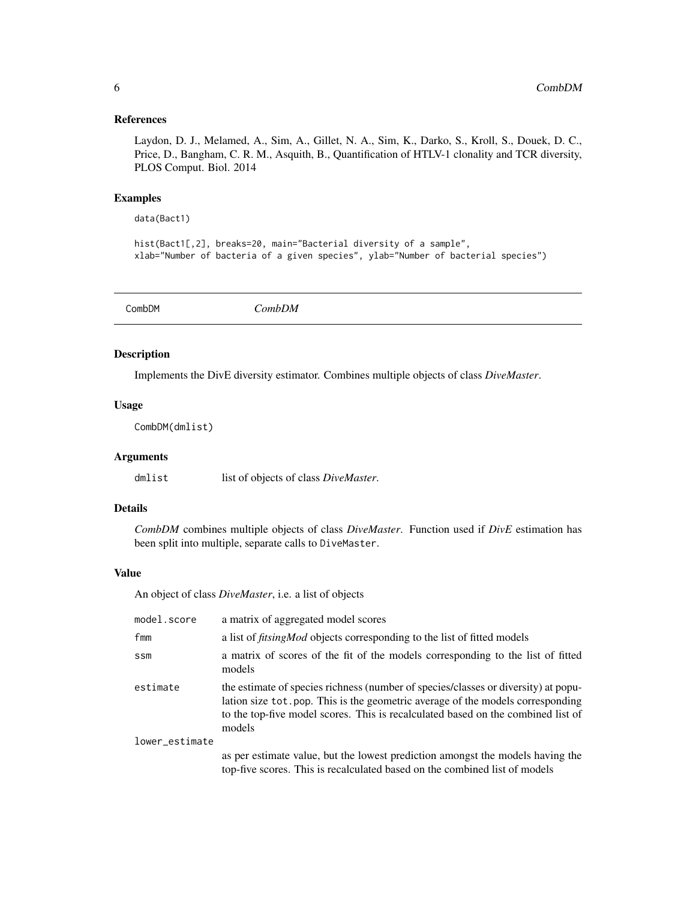### References

Laydon, D. J., Melamed, A., Sim, A., Gillet, N. A., Sim, K., Darko, S., Kroll, S., Douek, D. C., Price, D., Bangham, C. R. M., Asquith, B., Quantification of HTLV-1 clonality and TCR diversity, PLOS Comput. Biol. 2014

### Examples

```
data(Bact1)

hist(Bact1[,2], breaks=20, main="Bacterial diversity of a sample",
xlab="Number of bacteria of a given species", ylab="Number of bacterial species")
```

---

## CombDM    *CombDM*

---

### Description

Implements the DivE diversity estimator. Combines multiple objects of class *DiveMaster*.

### Usage

```
CombDM(dmlist)
```

### Arguments

| | |
|---|---|
| dmlist | list of objects of class *DiveMaster*. |

### Details

*CombDM* combines multiple objects of class *DiveMaster*. Function used if *DivE* estimation has been split into multiple, separate calls to DiveMaster.

### Value

An object of class *DiveMaster*, i.e. a list of objects

| | |
|---|---|
| model.score | a matrix of aggregated model scores |
| fmm | a list of *fitsingMod* objects corresponding to the list of fitted models |
| ssm | a matrix of scores of the fit of the models corresponding to the list of fitted models |
| estimate | the estimate of species richness (number of species/classes or diversity) at population size tot.pop. This is the geometric average of the models corresponding to the top-five model scores. This is recalculated based on the combined list of models |
| lower_estimate | as per estimate value, but the lowest prediction amongst the models having the top-five scores. This is recalculated based on the combined list of models |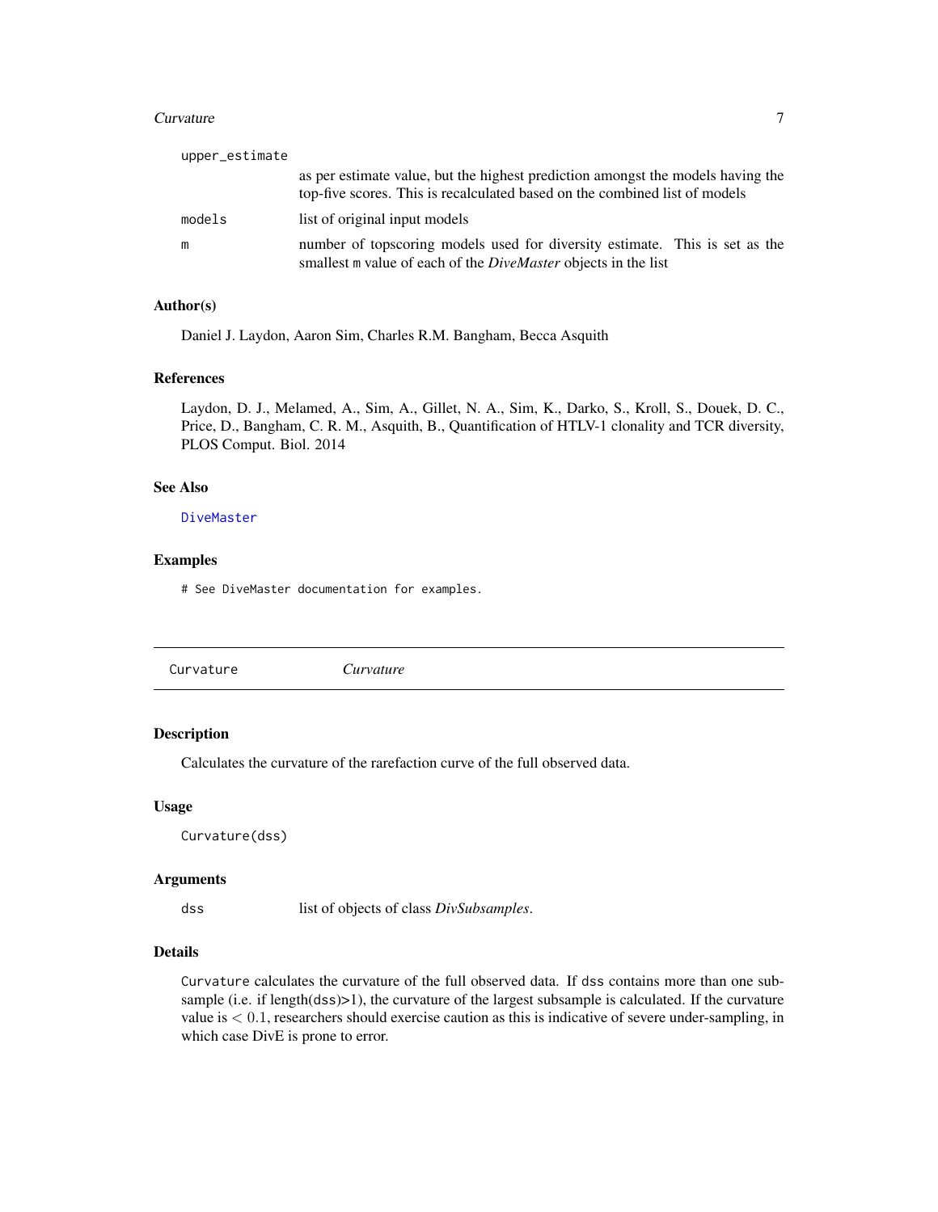upper_estimate
: as per estimate value, but the highest prediction amongst the models having the top-five scores. This is recalculated based on the combined list of models

models
: list of original input models

m
: number of topscoring models used for diversity estimate. This is set as the smallest m value of each of the *DiveMaster* objects in the list

### Author(s)

Daniel J. Laydon, Aaron Sim, Charles R.M. Bangham, Becca Asquith

### References

Laydon, D. J., Melamed, A., Sim, A., Gillet, N. A., Sim, K., Darko, S., Kroll, S., Douek, D. C., Price, D., Bangham, C. R. M., Asquith, B., Quantification of HTLV-1 clonality and TCR diversity, PLOS Comput. Biol. 2014

### See Also

DiveMaster

### Examples

```
# See DiveMaster documentation for examples.
```

---

## Curvature — *Curvature*

### Description

Calculates the curvature of the rarefaction curve of the full observed data.

### Usage

```
Curvature(dss)
```

### Arguments

dss
: list of objects of class *DivSubsamples*.

### Details

Curvature calculates the curvature of the full observed data. If dss contains more than one subsample (i.e. if length(dss)>1), the curvature of the largest subsample is calculated. If the curvature value is $< 0.1$, researchers should exercise caution as this is indicative of severe under-sampling, in which case DivE is prone to error.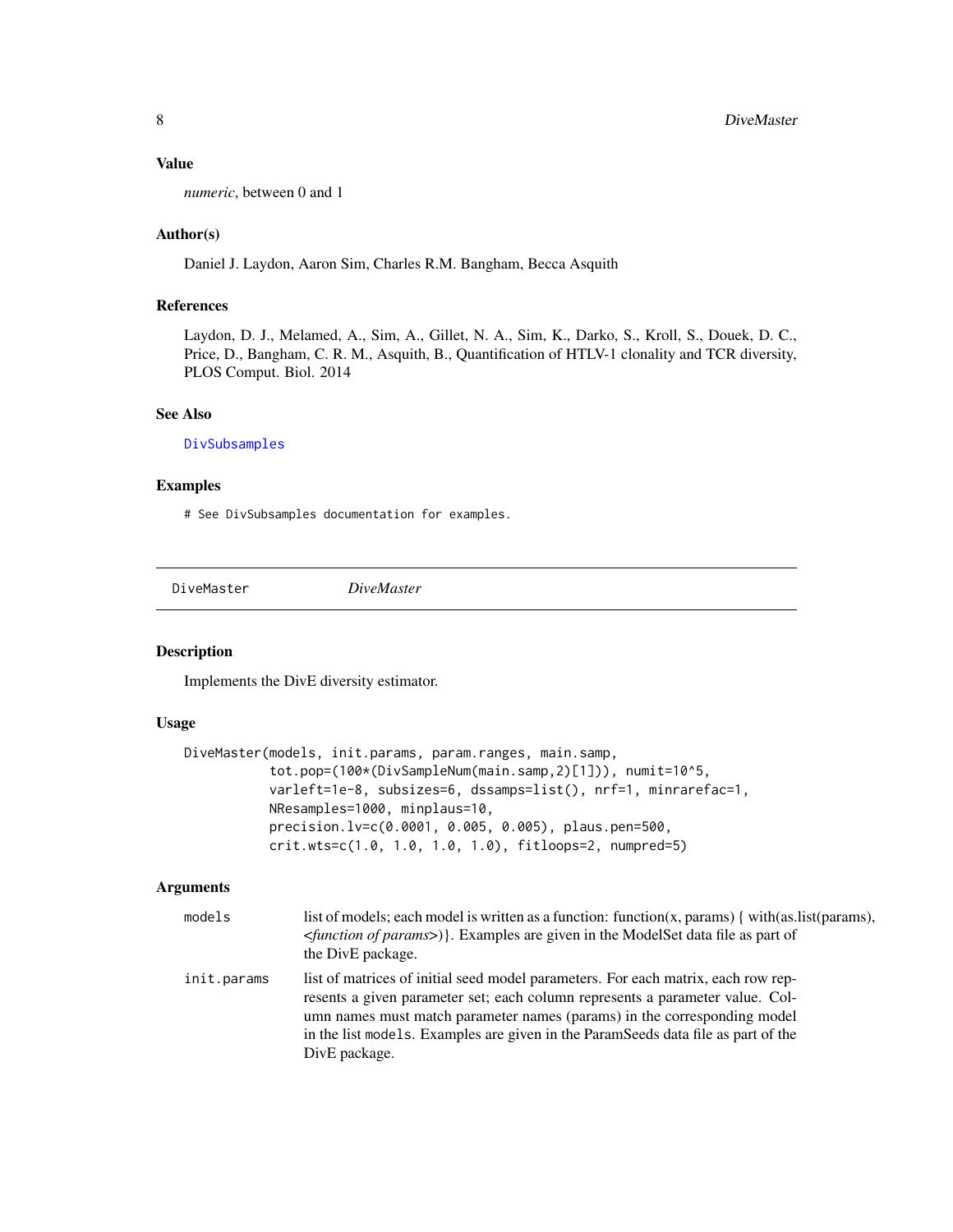## Value

*numeric*, between 0 and 1

## Author(s)

Daniel J. Laydon, Aaron Sim, Charles R.M. Bangham, Becca Asquith

## References

Laydon, D. J., Melamed, A., Sim, A., Gillet, N. A., Sim, K., Darko, S., Kroll, S., Douek, D. C., Price, D., Bangham, C. R. M., Asquith, B., Quantification of HTLV-1 clonality and TCR diversity, PLOS Comput. Biol. 2014

## See Also

DivSubsamples

## Examples

```
# See DivSubsamples documentation for examples.
```

---

# DiveMaster — *DiveMaster*

## Description

Implements the DivE diversity estimator.

## Usage

```
DiveMaster(models, init.params, param.ranges, main.samp,
           tot.pop=(100*(DivSampleNum(main.samp,2)[1])), numit=10^5,
           varleft=1e-8, subsizes=6, dssamps=list(), nrf=1, minrarefac=1,
           NResamples=1000, minplaus=10,
           precision.lv=c(0.0001, 0.005, 0.005), plaus.pen=500,
           crit.wts=c(1.0, 1.0, 1.0, 1.0), fitloops=2, numpred=5)
```

## Arguments

| | |
|---|---|
| `models` | list of models; each model is written as a function: function(x, params) { with(as.list(params), <*function of params*>)}. Examples are given in the ModelSet data file as part of the DivE package. |
| `init.params` | list of matrices of initial seed model parameters. For each matrix, each row represents a given parameter set; each column represents a parameter value. Column names must match parameter names (params) in the corresponding model in the list `models`. Examples are given in the ParamSeeds data file as part of the DivE package. |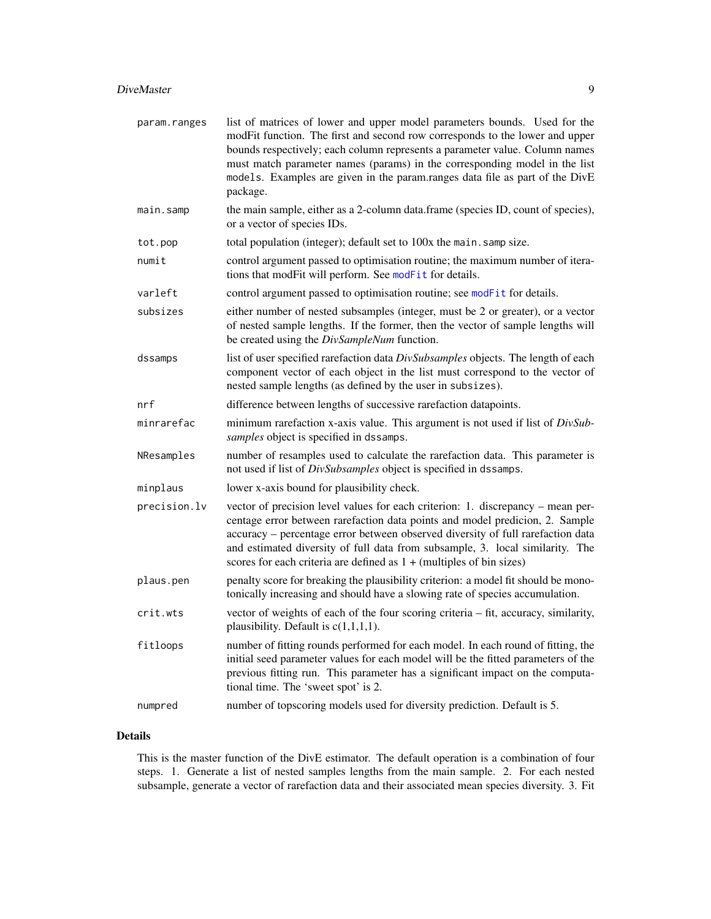| | |
|---|---|
| param.ranges | list of matrices of lower and upper model parameters bounds. Used for the modFit function. The first and second row corresponds to the lower and upper bounds respectively; each column represents a parameter value. Column names must match parameter names (params) in the corresponding model in the list `models`. Examples are given in the param.ranges data file as part of the DivE package. |
| main.samp | the main sample, either as a 2-column data.frame (species ID, count of species), or a vector of species IDs. |
| tot.pop | total population (integer); default set to 100x the `main.samp` size. |
| numit | control argument passed to optimisation routine; the maximum number of iterations that modFit will perform. See `modFit` for details. |
| varleft | control argument passed to optimisation routine; see `modFit` for details. |
| subsizes | either number of nested subsamples (integer, must be 2 or greater), or a vector of nested sample lengths. If the former, then the vector of sample lengths will be created using the *DivSampleNum* function. |
| dssamps | list of user specified rarefaction data *DivSubsamples* objects. The length of each component vector of each object in the list must correspond to the vector of nested sample lengths (as defined by the user in `subsizes`). |
| nrf | difference between lengths of successive rarefaction datapoints. |
| minrarefac | minimum rarefaction x-axis value. This argument is not used if list of *DivSubsamples* object is specified in `dssamps`. |
| NResamples | number of resamples used to calculate the rarefaction data. This parameter is not used if list of *DivSubsamples* object is specified in `dssamps`. |
| minplaus | lower x-axis bound for plausibility check. |
| precision.lv | vector of precision level values for each criterion: 1. discrepancy – mean percentage error between rarefaction data points and model predicion, 2. Sample accuracy – percentage error between observed diversity of full rarefaction data and estimated diversity of full data from subsample, 3. local similarity. The scores for each criteria are defined as 1 + (multiples of bin sizes) |
| plaus.pen | penalty score for breaking the plausibility criterion: a model fit should be monotonically increasing and should have a slowing rate of species accumulation. |
| crit.wts | vector of weights of each of the four scoring criteria – fit, accuracy, similarity, plausibility. Default is c(1,1,1,1). |
| fitloops | number of fitting rounds performed for each model. In each round of fitting, the initial seed parameter values for each model will be the fitted parameters of the previous fitting run. This parameter has a significant impact on the computational time. The 'sweet spot' is 2. |
| numpred | number of topscoring models used for diversity prediction. Default is 5. |

## Details

This is the master function of the DivE estimator. The default operation is a combination of four steps. 1. Generate a list of nested samples lengths from the main sample. 2. For each nested subsample, generate a vector of rarefaction data and their associated mean species diversity. 3. Fit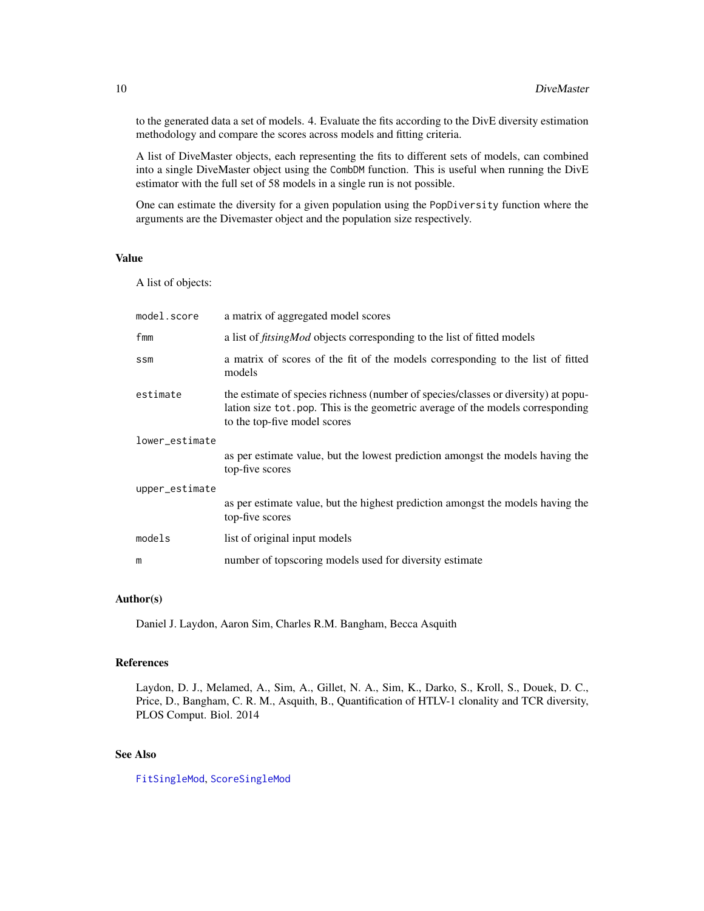to the generated data a set of models. 4. Evaluate the fits according to the DivE diversity estimation methodology and compare the scores across models and fitting criteria.

A list of DiveMaster objects, each representing the fits to different sets of models, can combined into a single DiveMaster object using the `CombDM` function. This is useful when running the DivE estimator with the full set of 58 models in a single run is not possible.

One can estimate the diversity for a given population using the `PopDiversity` function where the arguments are the Divemaster object and the population size respectively.

## Value

A list of objects:

| | |
|---|---|
| `model.score` | a matrix of aggregated model scores |
| `fmm` | a list of *fitsingMod* objects corresponding to the list of fitted models |
| `ssm` | a matrix of scores of the fit of the models corresponding to the list of fitted models |
| `estimate` | the estimate of species richness (number of species/classes or diversity) at population size `tot.pop`. This is the geometric average of the models corresponding to the top-five model scores |
| `lower_estimate` | as per estimate value, but the lowest prediction amongst the models having the top-five scores |
| `upper_estimate` | as per estimate value, but the highest prediction amongst the models having the top-five scores |
| `models` | list of original input models |
| `m` | number of topscoring models used for diversity estimate |

## Author(s)

Daniel J. Laydon, Aaron Sim, Charles R.M. Bangham, Becca Asquith

## References

Laydon, D. J., Melamed, A., Sim, A., Gillet, N. A., Sim, K., Darko, S., Kroll, S., Douek, D. C., Price, D., Bangham, C. R. M., Asquith, B., Quantification of HTLV-1 clonality and TCR diversity, PLOS Comput. Biol. 2014

## See Also

`FitSingleMod`, `ScoreSingleMod`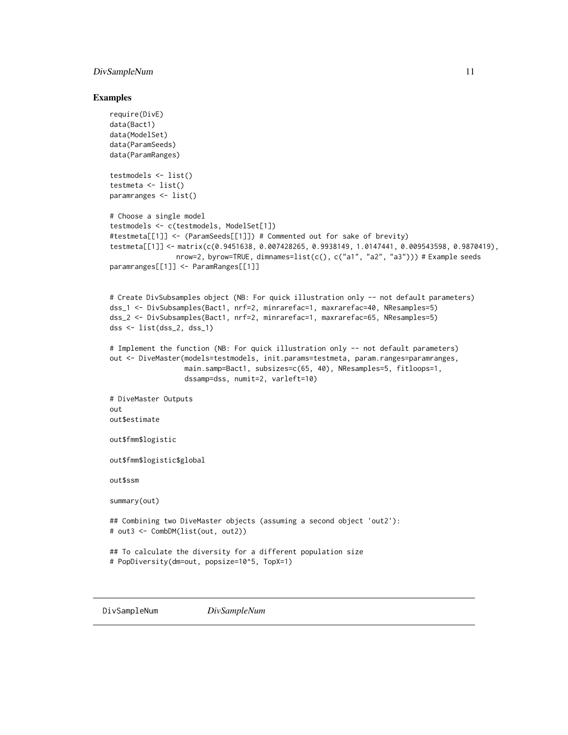### Examples

```
require(DivE)
data(Bact1)
data(ModelSet)
data(ParamSeeds)
data(ParamRanges)

testmodels <- list()
testmeta <- list()
paramranges <- list()

# Choose a single model
testmodels <- c(testmodels, ModelSet[1])
#testmeta[[1]] <- (ParamSeeds[[1]]) # Commented out for sake of brevity)
testmeta[[1]] <- matrix(c(0.9451638, 0.007428265, 0.9938149, 1.0147441, 0.009543598, 0.9870419),
                nrow=2, byrow=TRUE, dimnames=list(c(), c("a1", "a2", "a3"))) # Example seeds
paramranges[[1]] <- ParamRanges[[1]]


# Create DivSubsamples object (NB: For quick illustration only -- not default parameters)
dss_1 <- DivSubsamples(Bact1, nrf=2, minrarefac=1, maxrarefac=40, NResamples=5)
dss_2 <- DivSubsamples(Bact1, nrf=2, minrarefac=1, maxrarefac=65, NResamples=5)
dss <- list(dss_2, dss_1)

# Implement the function (NB: For quick illustration only -- not default parameters)
out <- DiveMaster(models=testmodels, init.params=testmeta, param.ranges=paramranges,
                  main.samp=Bact1, subsizes=c(65, 40), NResamples=5, fitloops=1,
                  dssamp=dss, numit=2, varleft=10)

# DiveMaster Outputs
out
out$estimate

out$fmm$logistic

out$fmm$logistic$global

out$ssm

summary(out)

## Combining two DiveMaster objects (assuming a second object 'out2'):
# out3 <- CombDM(list(out, out2))

## To calculate the diversity for a different population size
# PopDiversity(dm=out, popsize=10^5, TopX=1)
```

---

DivSampleNum &nbsp;&nbsp;&nbsp;&nbsp; *DivSampleNum*

---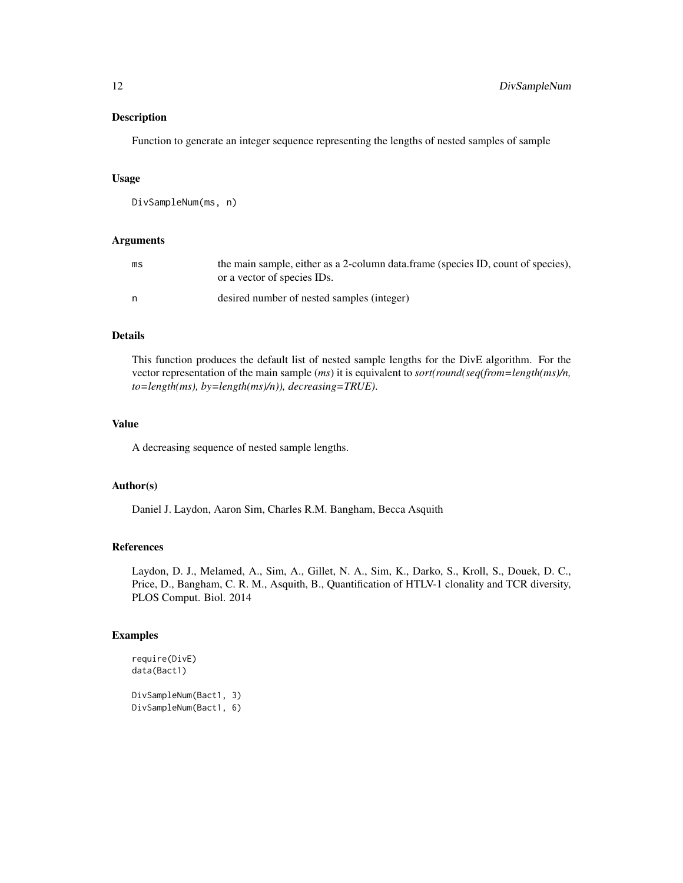## Description

Function to generate an integer sequence representing the lengths of nested samples of sample

## Usage

```
DivSampleNum(ms, n)
```

## Arguments

| | |
|---|---|
| ms | the main sample, either as a 2-column data.frame (species ID, count of species), or a vector of species IDs. |
| n | desired number of nested samples (integer) |

## Details

This function produces the default list of nested sample lengths for the DivE algorithm. For the vector representation of the main sample (*ms*) it is equivalent to *sort(round(seq(from=length(ms)/n, to=length(ms), by=length(ms)/n)), decreasing=TRUE)*.

## Value

A decreasing sequence of nested sample lengths.

## Author(s)

Daniel J. Laydon, Aaron Sim, Charles R.M. Bangham, Becca Asquith

## References

Laydon, D. J., Melamed, A., Sim, A., Gillet, N. A., Sim, K., Darko, S., Kroll, S., Douek, D. C., Price, D., Bangham, C. R. M., Asquith, B., Quantification of HTLV-1 clonality and TCR diversity, PLOS Comput. Biol. 2014

## Examples

```
require(DivE)
data(Bact1)

DivSampleNum(Bact1, 3)
DivSampleNum(Bact1, 6)
```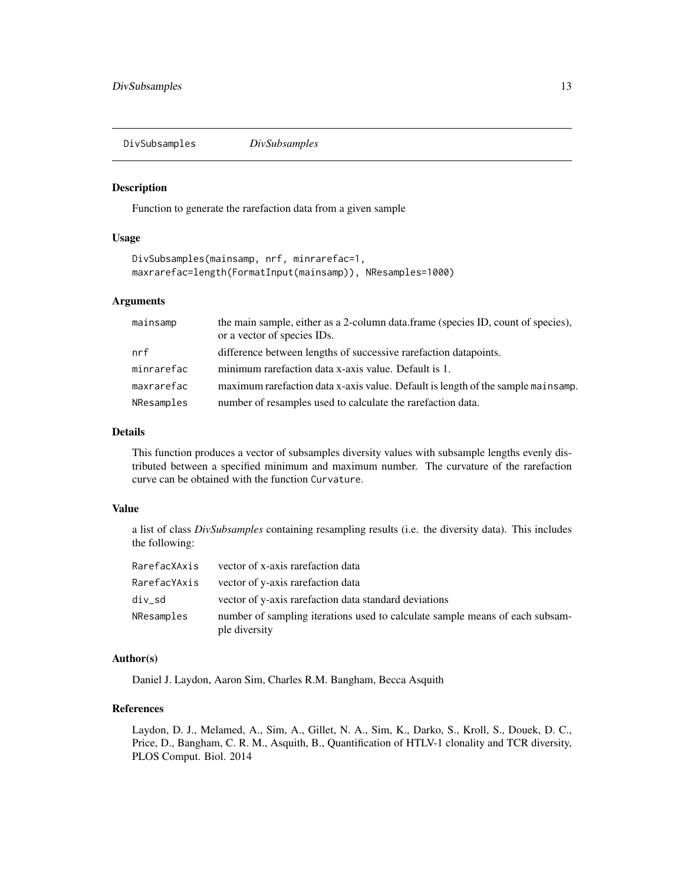DivSubsamples *DivSubsamples*

## Description

Function to generate the rarefaction data from a given sample

## Usage

```
DivSubsamples(mainsamp, nrf, minrarefac=1,
maxrarefac=length(FormatInput(mainsamp)), NResamples=1000)
```

## Arguments

| | |
|---|---|
| mainsamp | the main sample, either as a 2-column data.frame (species ID, count of species), or a vector of species IDs. |
| nrf | difference between lengths of successive rarefaction datapoints. |
| minrarefac | minimum rarefaction data x-axis value. Default is 1. |
| maxrarefac | maximum rarefaction data x-axis value. Default is length of the sample `mainsamp`. |
| NResamples | number of resamples used to calculate the rarefaction data. |

## Details

This function produces a vector of subsamples diversity values with subsample lengths evenly distributed between a specified minimum and maximum number. The curvature of the rarefaction curve can be obtained with the function `Curvature`.

## Value

a list of class *DivSubsamples* containing resampling results (i.e. the diversity data). This includes the following:

| | |
|---|---|
| RarefacXAxis | vector of x-axis rarefaction data |
| RarefacYAxis | vector of y-axis rarefaction data |
| div_sd | vector of y-axis rarefaction data standard deviations |
| NResamples | number of sampling iterations used to calculate sample means of each subsample diversity |

## Author(s)

Daniel J. Laydon, Aaron Sim, Charles R.M. Bangham, Becca Asquith

## References

Laydon, D. J., Melamed, A., Sim, A., Gillet, N. A., Sim, K., Darko, S., Kroll, S., Douek, D. C., Price, D., Bangham, C. R. M., Asquith, B., Quantification of HTLV-1 clonality and TCR diversity, PLOS Comput. Biol. 2014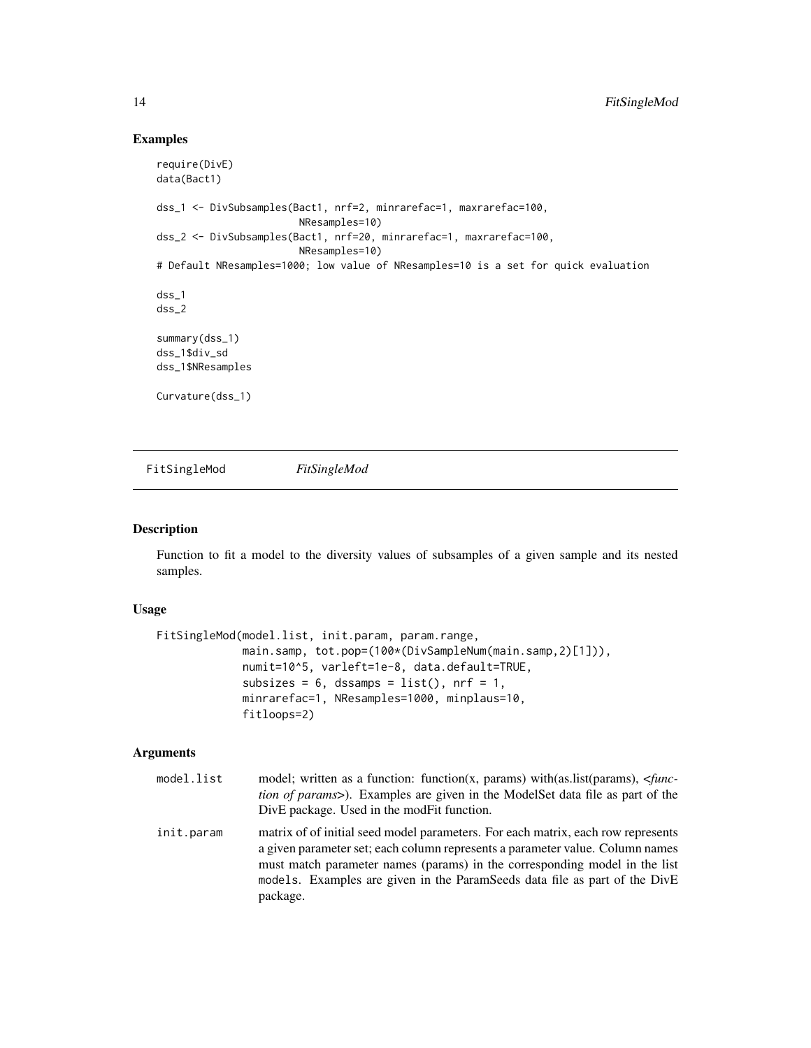## Examples

```
require(DivE)
data(Bact1)

dss_1 <- DivSubsamples(Bact1, nrf=2, minrarefac=1, maxrarefac=100,
                       NResamples=10)
dss_2 <- DivSubsamples(Bact1, nrf=20, minrarefac=1, maxrarefac=100,
                       NResamples=10)
# Default NResamples=1000; low value of NResamples=10 is a set for quick evaluation

dss_1
dss_2

summary(dss_1)
dss_1$div_sd
dss_1$NResamples

Curvature(dss_1)
```

---

# FitSingleMod *FitSingleMod*

---

## Description

Function to fit a model to the diversity values of subsamples of a given sample and its nested samples.

## Usage

```
FitSingleMod(model.list, init.param, param.range,
             main.samp, tot.pop=(100*(DivSampleNum(main.samp,2)[1])),
             numit=10^5, varleft=1e-8, data.default=TRUE,
             subsizes = 6, dssamps = list(), nrf = 1,
             minrarefac=1, NResamples=1000, minplaus=10,
             fitloops=2)
```

## Arguments

| | |
|---|---|
| model.list | model; written as a function: function(x, params) with(as.list(params), <*function of params*>). Examples are given in the ModelSet data file as part of the DivE package. Used in the modFit function. |
| init.param | matrix of of initial seed model parameters. For each matrix, each row represents a given parameter set; each column represents a parameter value. Column names must match parameter names (params) in the corresponding model in the list models. Examples are given in the ParamSeeds data file as part of the DivE package. |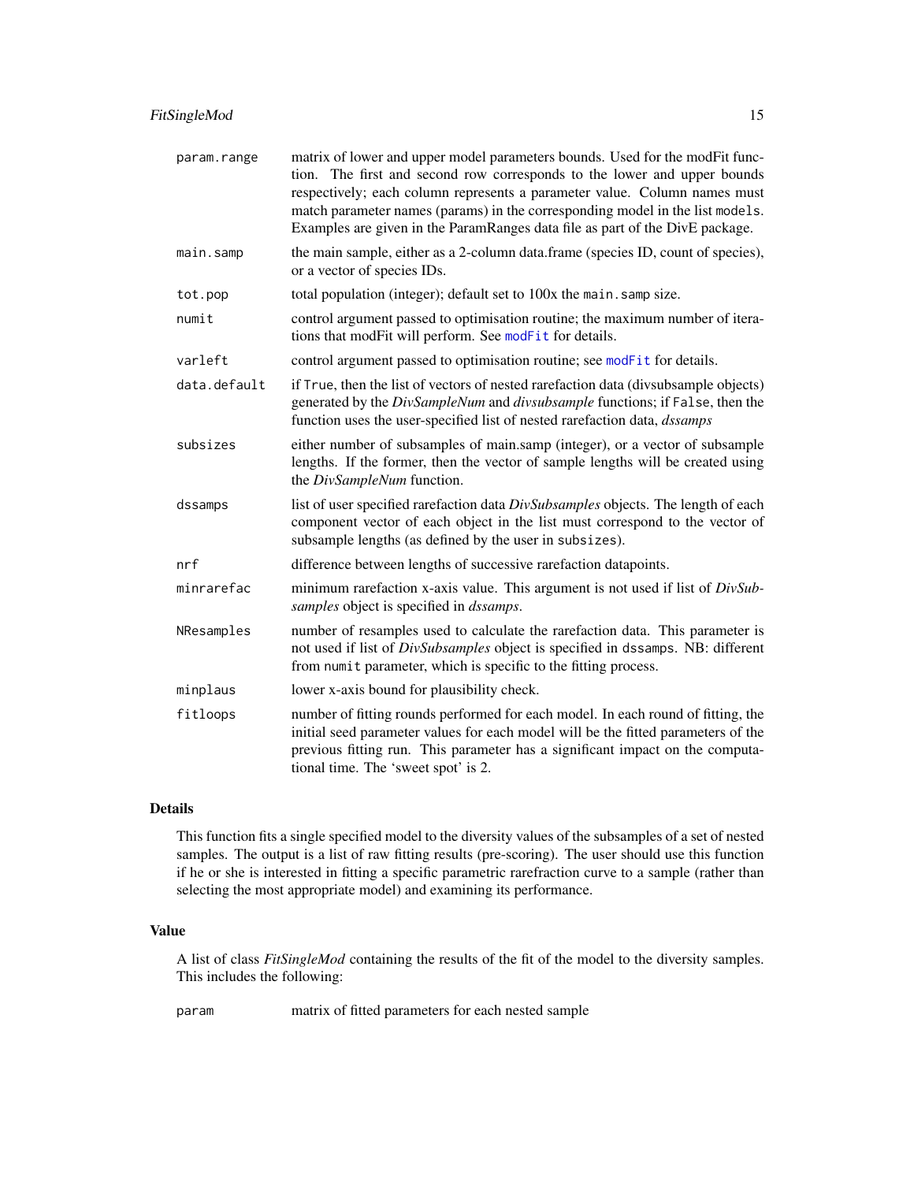| | |
|---|---|
| `param.range` | matrix of lower and upper model parameters bounds. Used for the modFit function. The first and second row corresponds to the lower and upper bounds respectively; each column represents a parameter value. Column names must match parameter names (params) in the corresponding model in the list `models`. Examples are given in the ParamRanges data file as part of the DivE package. |
| `main.samp` | the main sample, either as a 2-column data.frame (species ID, count of species), or a vector of species IDs. |
| `tot.pop` | total population (integer); default set to 100x the `main.samp` size. |
| `numit` | control argument passed to optimisation routine; the maximum number of iterations that modFit will perform. See `modFit` for details. |
| `varleft` | control argument passed to optimisation routine; see `modFit` for details. |
| `data.default` | if `True`, then the list of vectors of nested rarefaction data (divsubsample objects) generated by the *DivSampleNum* and *divsubsample* functions; if `False`, then the function uses the user-specified list of nested rarefaction data, *dssamps* |
| `subsizes` | either number of subsamples of main.samp (integer), or a vector of subsample lengths. If the former, then the vector of sample lengths will be created using the *DivSampleNum* function. |
| `dssamps` | list of user specified rarefaction data *DivSubsamples* objects. The length of each component vector of each object in the list must correspond to the vector of subsample lengths (as defined by the user in `subsizes`). |
| `nrf` | difference between lengths of successive rarefaction datapoints. |
| `minrarefac` | minimum rarefaction x-axis value. This argument is not used if list of *DivSubsamples* object is specified in *dssamps*. |
| `NResamples` | number of resamples used to calculate the rarefaction data. This parameter is not used if list of *DivSubsamples* object is specified in `dssamps`. NB: different from `numit` parameter, which is specific to the fitting process. |
| `minplaus` | lower x-axis bound for plausibility check. |
| `fitloops` | number of fitting rounds performed for each model. In each round of fitting, the initial seed parameter values for each model will be the fitted parameters of the previous fitting run. This parameter has a significant impact on the computational time. The 'sweet spot' is 2. |

## Details

This function fits a single specified model to the diversity values of the subsamples of a set of nested samples. The output is a list of raw fitting results (pre-scoring). The user should use this function if he or she is interested in fitting a specific parametric rarefraction curve to a sample (rather than selecting the most appropriate model) and examining its performance.

## Value

A list of class *FitSingleMod* containing the results of the fit of the model to the diversity samples. This includes the following:

| | |
|---|---|
| `param` | matrix of fitted parameters for each nested sample |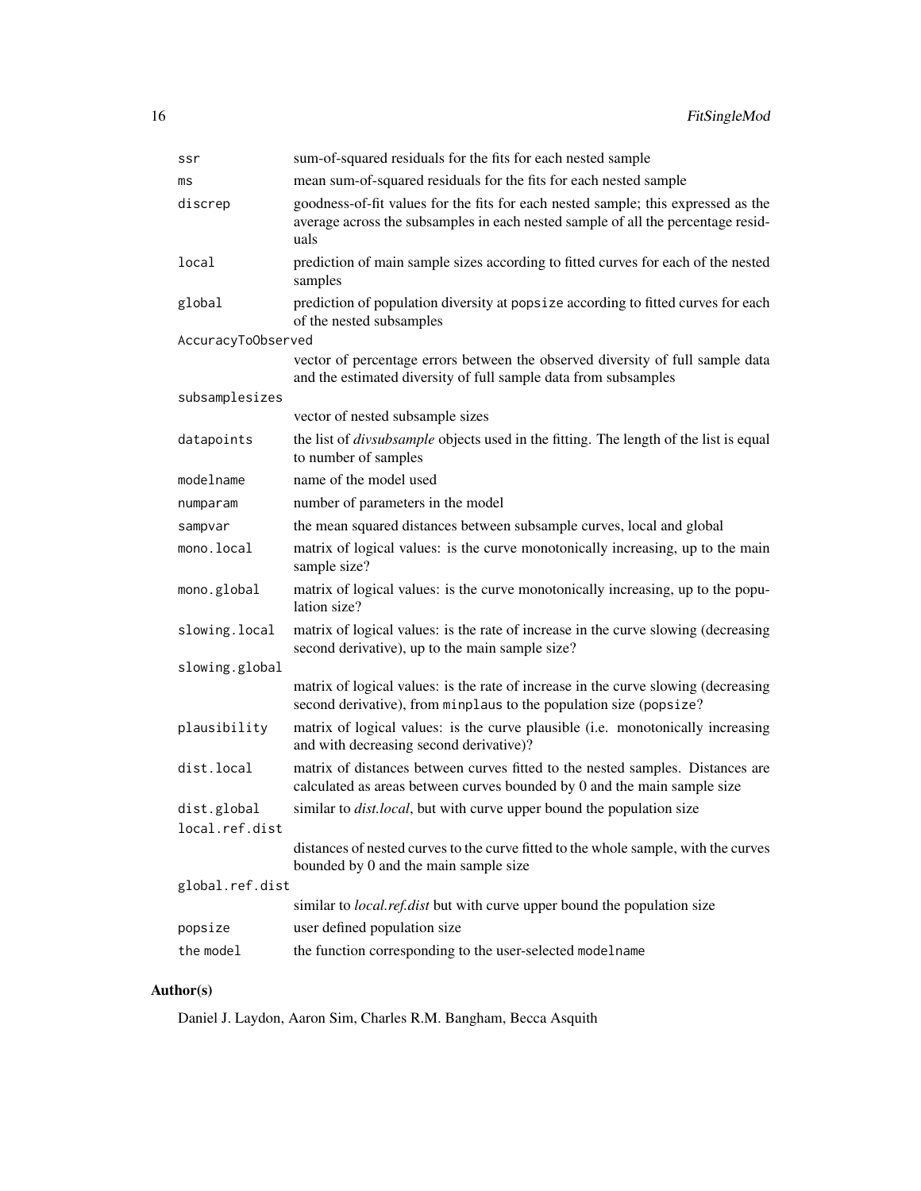| | |
|---|---|
| `ssr` | sum-of-squared residuals for the fits for each nested sample |
| `ms` | mean sum-of-squared residuals for the fits for each nested sample |
| `discrep` | goodness-of-fit values for the fits for each nested sample; this expressed as the average across the subsamples in each nested sample of all the percentage residuals |
| `local` | prediction of main sample sizes according to fitted curves for each of the nested samples |
| `global` | prediction of population diversity at `popsize` according to fitted curves for each of the nested subsamples |
| `AccuracyToObserved` | vector of percentage errors between the observed diversity of full sample data and the estimated diversity of full sample data from subsamples |
| `subsamplesizes` | vector of nested subsample sizes |
| `datapoints` | the list of *divsubsample* objects used in the fitting. The length of the list is equal to number of samples |
| `modelname` | name of the model used |
| `numparam` | number of parameters in the model |
| `sampvar` | the mean squared distances between subsample curves, local and global |
| `mono.local` | matrix of logical values: is the curve monotonically increasing, up to the main sample size? |
| `mono.global` | matrix of logical values: is the curve monotonically increasing, up to the population size? |
| `slowing.local` | matrix of logical values: is the rate of increase in the curve slowing (decreasing second derivative), up to the main sample size? |
| `slowing.global` | matrix of logical values: is the rate of increase in the curve slowing (decreasing second derivative), from `minplaus` to the population size (`popsize`? |
| `plausibility` | matrix of logical values: is the curve plausible (i.e. monotonically increasing and with decreasing second derivative)? |
| `dist.local` | matrix of distances between curves fitted to the nested samples. Distances are calculated as areas between curves bounded by 0 and the main sample size |
| `dist.global` | similar to *dist.local*, but with curve upper bound the population size |
| `local.ref.dist` | distances of nested curves to the curve fitted to the whole sample, with the curves bounded by 0 and the main sample size |
| `global.ref.dist` | similar to *local.ref.dist* but with curve upper bound the population size |
| `popsize` | user defined population size |
| the `model` | the function corresponding to the user-selected `modelname` |

## Author(s)

Daniel J. Laydon, Aaron Sim, Charles R.M. Bangham, Becca Asquith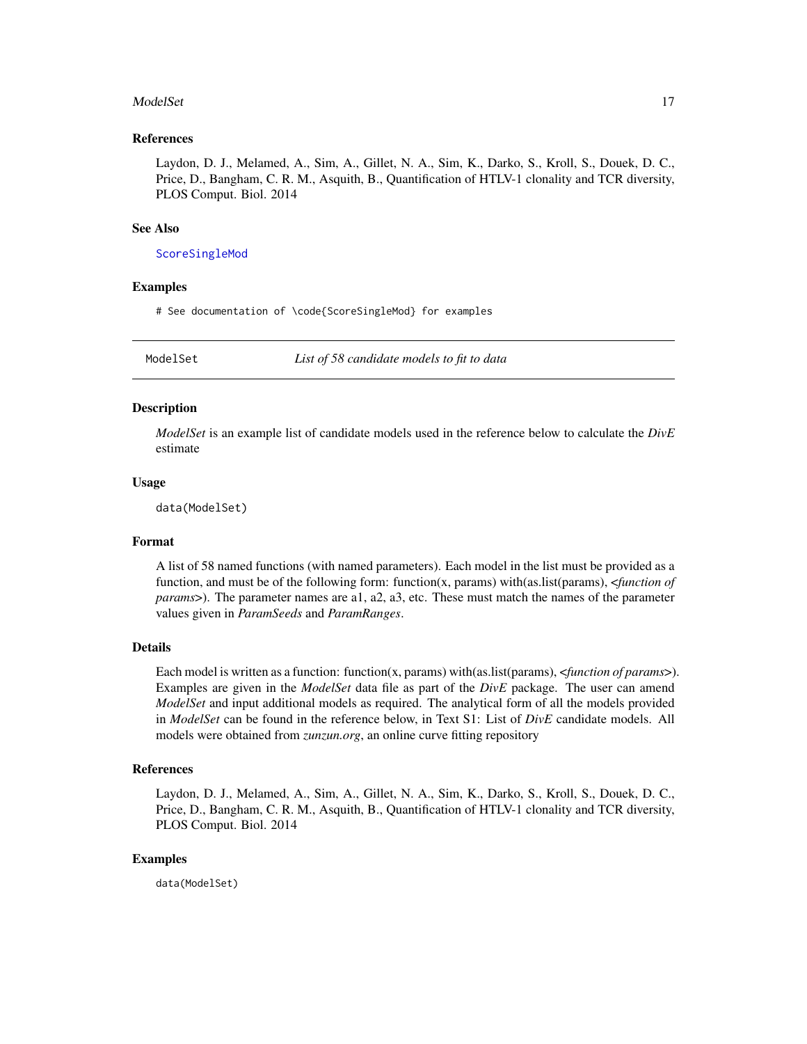### References

Laydon, D. J., Melamed, A., Sim, A., Gillet, N. A., Sim, K., Darko, S., Kroll, S., Douek, D. C., Price, D., Bangham, C. R. M., Asquith, B., Quantification of HTLV-1 clonality and TCR diversity, PLOS Comput. Biol. 2014

### See Also

ScoreSingleMod

### Examples

```
# See documentation of \code{ScoreSingleMod} for examples
```

---

## ModelSet — *List of 58 candidate models to fit to data*

### Description

*ModelSet* is an example list of candidate models used in the reference below to calculate the *DivE* estimate

### Usage

```
data(ModelSet)
```

### Format

A list of 58 named functions (with named parameters). Each model in the list must be provided as a function, and must be of the following form: function(x, params) with(as.list(params), <*function of params*>). The parameter names are a1, a2, a3, etc. These must match the names of the parameter values given in *ParamSeeds* and *ParamRanges*.

### Details

Each model is written as a function: function(x, params) with(as.list(params), <*function of params*>). Examples are given in the *ModelSet* data file as part of the *DivE* package. The user can amend *ModelSet* and input additional models as required. The analytical form of all the models provided in *ModelSet* can be found in the reference below, in Text S1: List of *DivE* candidate models. All models were obtained from *zunzun.org*, an online curve fitting repository

### References

Laydon, D. J., Melamed, A., Sim, A., Gillet, N. A., Sim, K., Darko, S., Kroll, S., Douek, D. C., Price, D., Bangham, C. R. M., Asquith, B., Quantification of HTLV-1 clonality and TCR diversity, PLOS Comput. Biol. 2014

### Examples

```
data(ModelSet)
```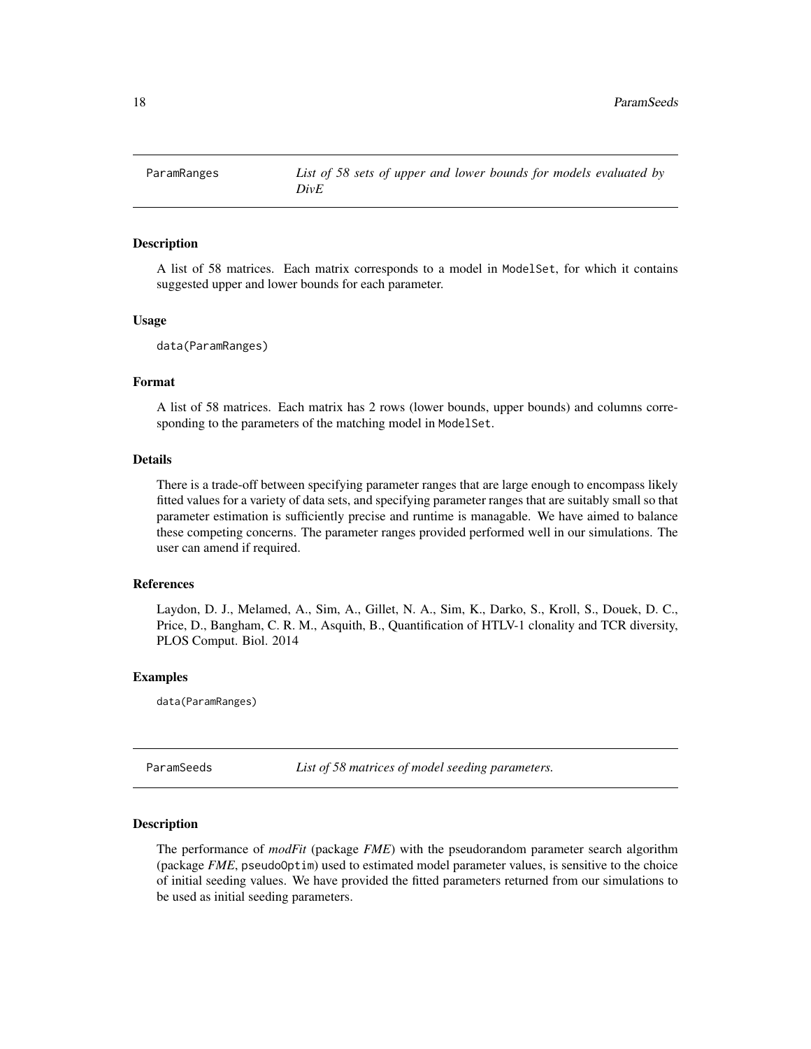## ParamRanges — *List of 58 sets of upper and lower bounds for models evaluated by DivE*

### Description

A list of 58 matrices. Each matrix corresponds to a model in `ModelSet`, for which it contains suggested upper and lower bounds for each parameter.

### Usage

```
data(ParamRanges)
```

### Format

A list of 58 matrices. Each matrix has 2 rows (lower bounds, upper bounds) and columns corresponding to the parameters of the matching model in `ModelSet`.

### Details

There is a trade-off between specifying parameter ranges that are large enough to encompass likely fitted values for a variety of data sets, and specifying parameter ranges that are suitably small so that parameter estimation is sufficiently precise and runtime is managable. We have aimed to balance these competing concerns. The parameter ranges provided performed well in our simulations. The user can amend if required.

### References

Laydon, D. J., Melamed, A., Sim, A., Gillet, N. A., Sim, K., Darko, S., Kroll, S., Douek, D. C., Price, D., Bangham, C. R. M., Asquith, B., Quantification of HTLV-1 clonality and TCR diversity, PLOS Comput. Biol. 2014

### Examples

```
data(ParamRanges)
```

## ParamSeeds — *List of 58 matrices of model seeding parameters.*

### Description

The performance of *modFit* (package *FME*) with the pseudorandom parameter search algorithm (package *FME*, `pseudoOptim`) used to estimated model parameter values, is sensitive to the choice of initial seeding values. We have provided the fitted parameters returned from our simulations to be used as initial seeding parameters.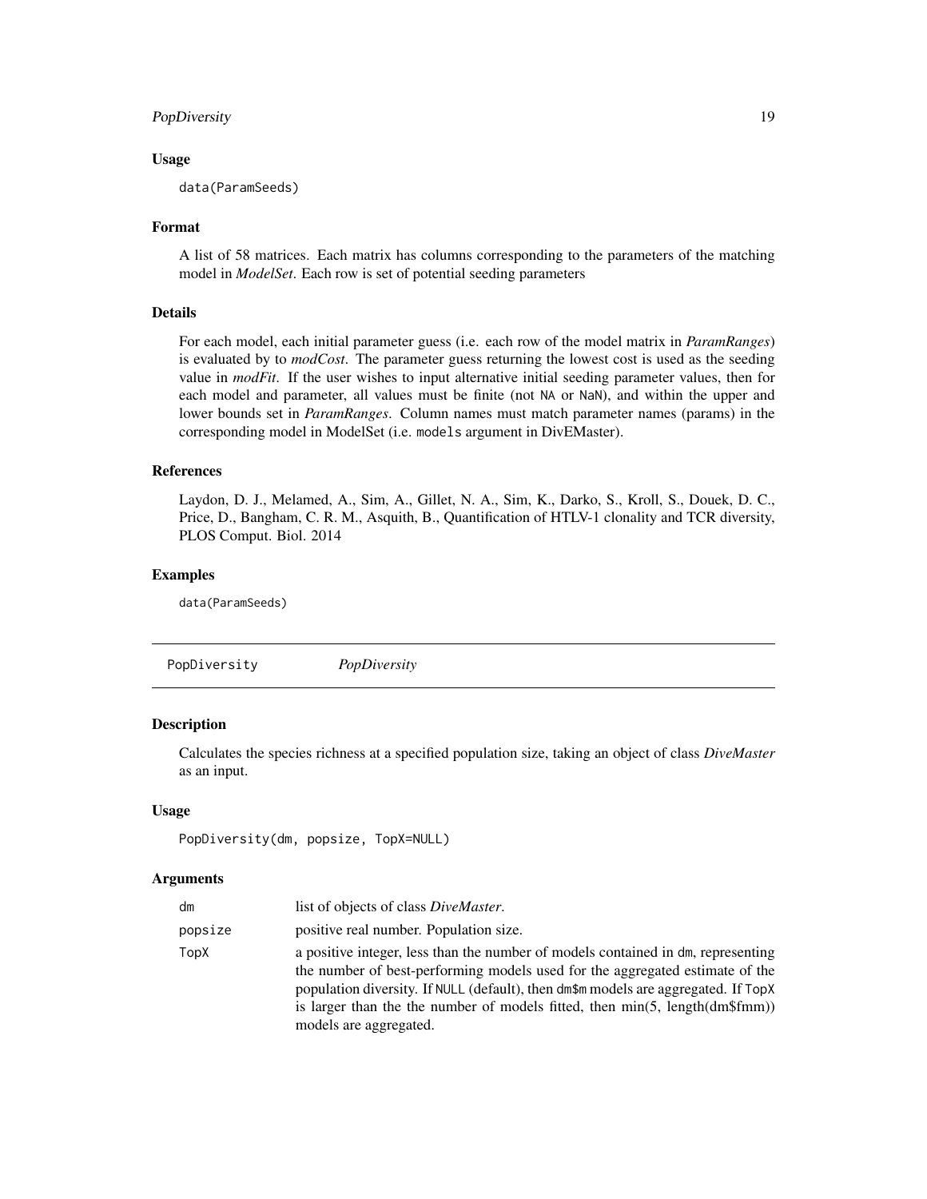### Usage

```
data(ParamSeeds)
```

### Format

A list of 58 matrices. Each matrix has columns corresponding to the parameters of the matching model in *ModelSet*. Each row is set of potential seeding parameters

### Details

For each model, each initial parameter guess (i.e. each row of the model matrix in *ParamRanges*) is evaluated by to *modCost*. The parameter guess returning the lowest cost is used as the seeding value in *modFit*. If the user wishes to input alternative initial seeding parameter values, then for each model and parameter, all values must be finite (not NA or NaN), and within the upper and lower bounds set in *ParamRanges*. Column names must match parameter names (params) in the corresponding model in ModelSet (i.e. models argument in DivEMaster).

### References

Laydon, D. J., Melamed, A., Sim, A., Gillet, N. A., Sim, K., Darko, S., Kroll, S., Douek, D. C., Price, D., Bangham, C. R. M., Asquith, B., Quantification of HTLV-1 clonality and TCR diversity, PLOS Comput. Biol. 2014

### Examples

```
data(ParamSeeds)
```

## PopDiversity *PopDiversity*

### Description

Calculates the species richness at a specified population size, taking an object of class *DiveMaster* as an input.

### Usage

```
PopDiversity(dm, popsize, TopX=NULL)
```

### Arguments

| | |
|---|---|
| dm | list of objects of class *DiveMaster*. |
| popsize | positive real number. Population size. |
| TopX | a positive integer, less than the number of models contained in dm, representing the number of best-performing models used for the aggregated estimate of the population diversity. If NULL (default), then dm$m models are aggregated. If TopX is larger than the the number of models fitted, then min(5, length(dm$fmm)) models are aggregated. |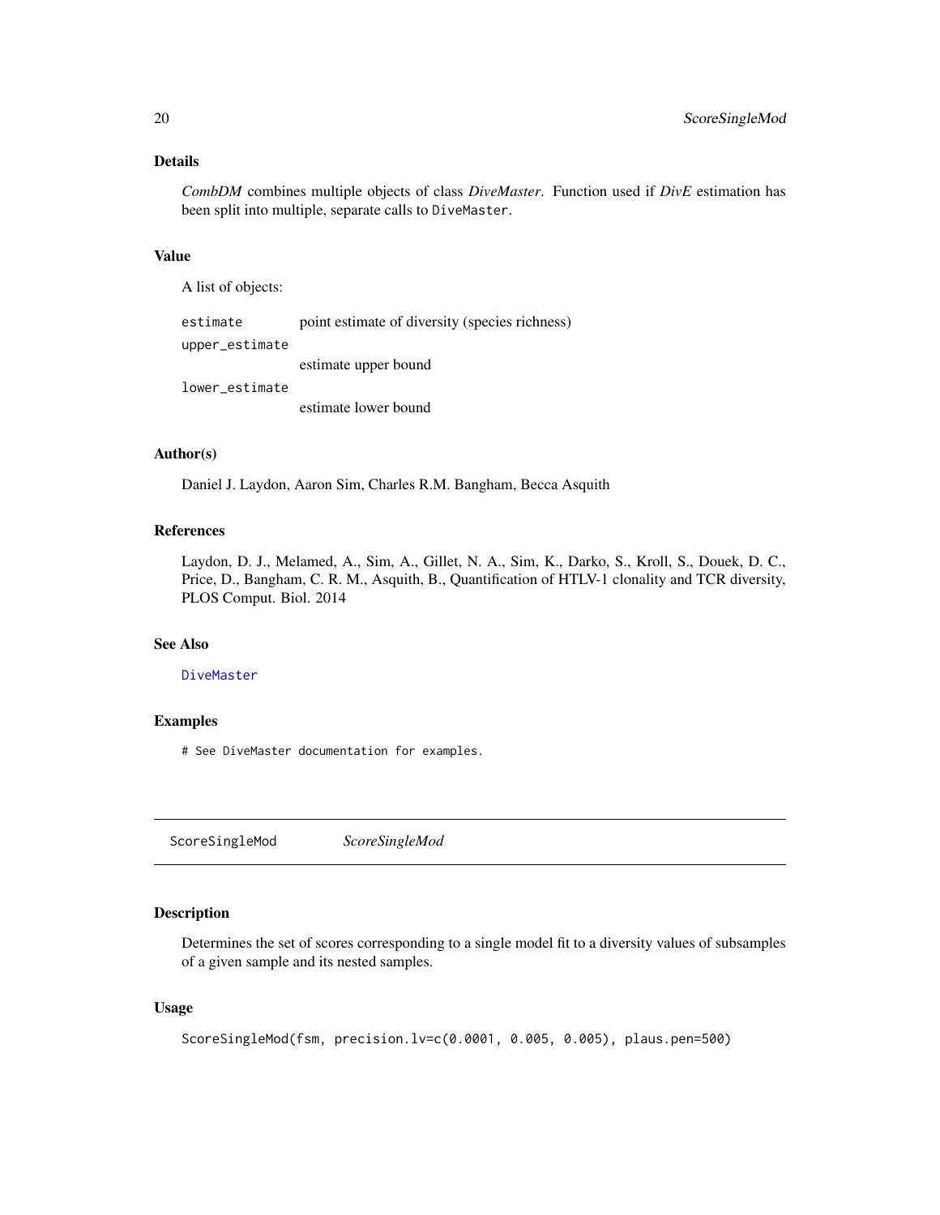## Details

*CombDM* combines multiple objects of class *DiveMaster*. Function used if *DivE* estimation has been split into multiple, separate calls to DiveMaster.

## Value

A list of objects:

| | |
|---|---|
| estimate | point estimate of diversity (species richness) |
| upper_estimate | estimate upper bound |
| lower_estimate | estimate lower bound |

## Author(s)

Daniel J. Laydon, Aaron Sim, Charles R.M. Bangham, Becca Asquith

## References

Laydon, D. J., Melamed, A., Sim, A., Gillet, N. A., Sim, K., Darko, S., Kroll, S., Douek, D. C., Price, D., Bangham, C. R. M., Asquith, B., Quantification of HTLV-1 clonality and TCR diversity, PLOS Comput. Biol. 2014

## See Also

DiveMaster

## Examples

```
# See DiveMaster documentation for examples.
```

---

# ScoreSingleMod *ScoreSingleMod*

## Description

Determines the set of scores corresponding to a single model fit to a diversity values of subsamples of a given sample and its nested samples.

## Usage

```
ScoreSingleMod(fsm, precision.lv=c(0.0001, 0.005, 0.005), plaus.pen=500)
```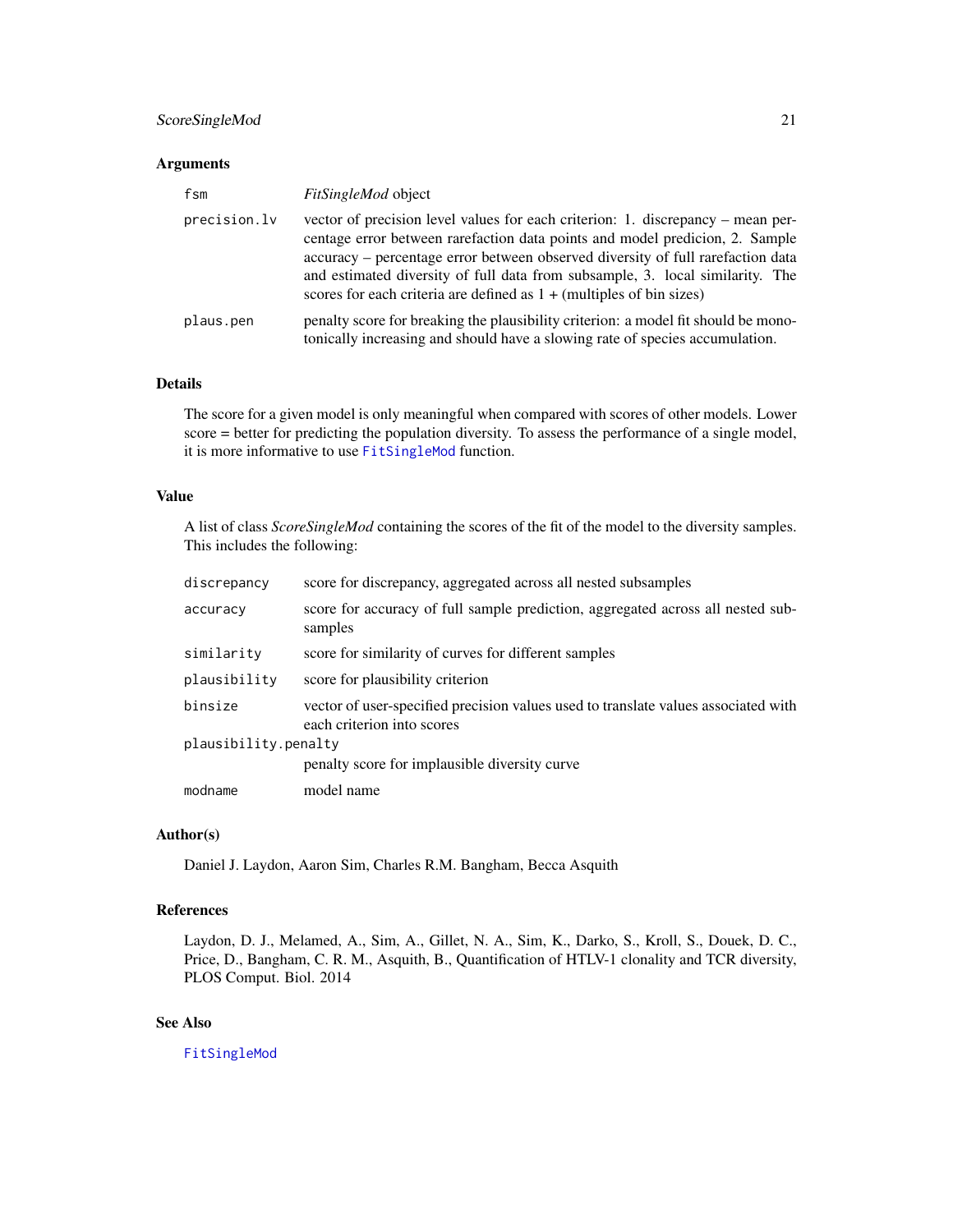### Arguments

| | |
|---|---|
| fsm | *FitSingleMod* object |
| precision.lv | vector of precision level values for each criterion: 1. discrepancy – mean percentage error between rarefaction data points and model predicion, 2. Sample accuracy – percentage error between observed diversity of full rarefaction data and estimated diversity of full data from subsample, 3. local similarity. The scores for each criteria are defined as 1 + (multiples of bin sizes) |
| plaus.pen | penalty score for breaking the plausibility criterion: a model fit should be monotonically increasing and should have a slowing rate of species accumulation. |

### Details

The score for a given model is only meaningful when compared with scores of other models. Lower score = better for predicting the population diversity. To assess the performance of a single model, it is more informative to use FitSingleMod function.

### Value

A list of class *ScoreSingleMod* containing the scores of the fit of the model to the diversity samples. This includes the following:

| | |
|---|---|
| discrepancy | score for discrepancy, aggregated across all nested subsamples |
| accuracy | score for accuracy of full sample prediction, aggregated across all nested subsamples |
| similarity | score for similarity of curves for different samples |
| plausibility | score for plausibility criterion |
| binsize | vector of user-specified precision values used to translate values associated with each criterion into scores |
| plausibility.penalty | penalty score for implausible diversity curve |
| modname | model name |

### Author(s)

Daniel J. Laydon, Aaron Sim, Charles R.M. Bangham, Becca Asquith

### References

Laydon, D. J., Melamed, A., Sim, A., Gillet, N. A., Sim, K., Darko, S., Kroll, S., Douek, D. C., Price, D., Bangham, C. R. M., Asquith, B., Quantification of HTLV-1 clonality and TCR diversity, PLOS Comput. Biol. 2014

### See Also

FitSingleMod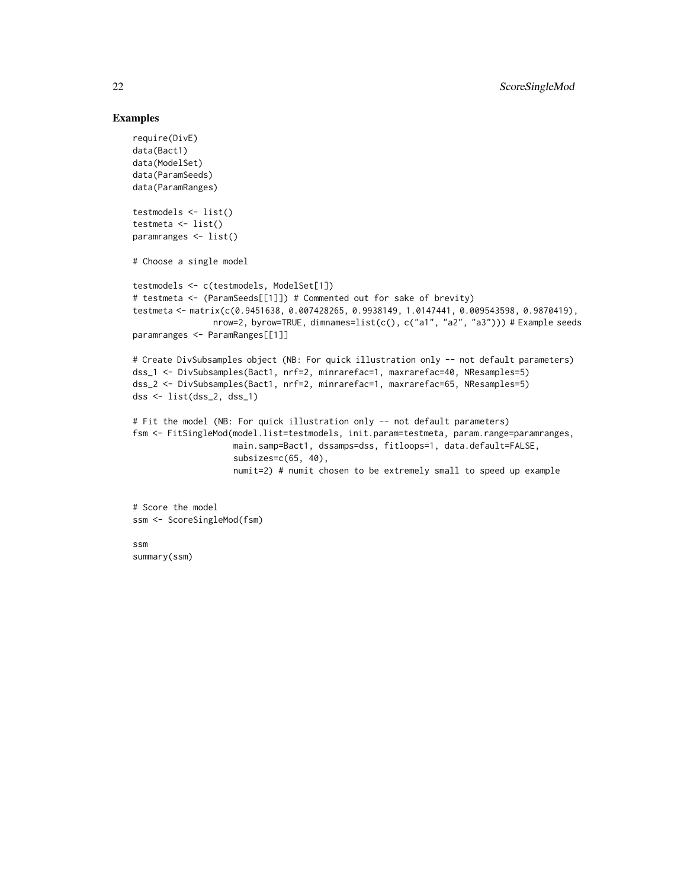## Examples

```
require(DivE)
data(Bact1)
data(ModelSet)
data(ParamSeeds)
data(ParamRanges)

testmodels <- list()
testmeta <- list()
paramranges <- list()

# Choose a single model

testmodels <- c(testmodels, ModelSet[1])
# testmeta <- (ParamSeeds[[1]]) # Commented out for sake of brevity)
testmeta <- matrix(c(0.9451638, 0.007428265, 0.9938149, 1.0147441, 0.009543598, 0.9870419),
                nrow=2, byrow=TRUE, dimnames=list(c(), c("a1", "a2", "a3"))) # Example seeds
paramranges <- ParamRanges[[1]]

# Create DivSubsamples object (NB: For quick illustration only -- not default parameters)
dss_1 <- DivSubsamples(Bact1, nrf=2, minrarefac=1, maxrarefac=40, NResamples=5)
dss_2 <- DivSubsamples(Bact1, nrf=2, minrarefac=1, maxrarefac=65, NResamples=5)
dss <- list(dss_2, dss_1)

# Fit the model (NB: For quick illustration only -- not default parameters)
fsm <- FitSingleMod(model.list=testmodels, init.param=testmeta, param.range=paramranges,
                    main.samp=Bact1, dssamps=dss, fitloops=1, data.default=FALSE,
                    subsizes=c(65, 40),
                    numit=2) # numit chosen to be extremely small to speed up example


# Score the model
ssm <- ScoreSingleMod(fsm)

ssm
summary(ssm)
```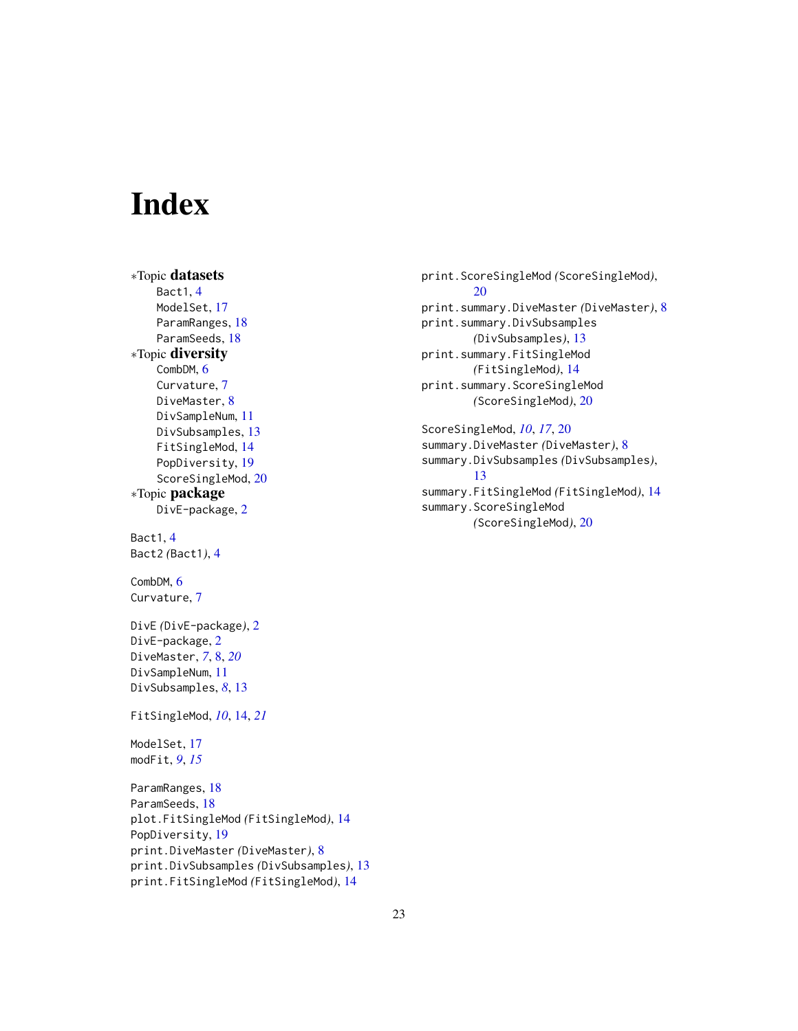# Index

∗Topic **datasets**
- Bact1, 4
- ModelSet, 17
- ParamRanges, 18
- ParamSeeds, 18

∗Topic **diversity**
- CombDM, 6
- Curvature, 7
- DiveMaster, 8
- DivSampleNum, 11
- DivSubsamples, 13
- FitSingleMod, 14
- PopDiversity, 19
- ScoreSingleMod, 20

∗Topic **package**
- DivE-package, 2

Bact1, 4
Bact2 *(*Bact1*)*, 4

CombDM, 6
Curvature, 7

DivE *(*DivE-package*)*, 2
DivE-package, 2
DiveMaster, *7*, 8, *20*
DivSampleNum, 11
DivSubsamples, *8*, 13

FitSingleMod, *10*, 14, *21*

ModelSet, 17
modFit, *9*, *15*

ParamRanges, 18
ParamSeeds, 18
plot.FitSingleMod *(*FitSingleMod*)*, 14
PopDiversity, 19
print.DiveMaster *(*DiveMaster*)*, 8
print.DivSubsamples *(*DivSubsamples*)*, 13
print.FitSingleMod *(*FitSingleMod*)*, 14
print.ScoreSingleMod *(*ScoreSingleMod*)*, 20
print.summary.DiveMaster *(*DiveMaster*)*, 8
print.summary.DivSubsamples *(*DivSubsamples*)*, 13
print.summary.FitSingleMod *(*FitSingleMod*)*, 14
print.summary.ScoreSingleMod *(*ScoreSingleMod*)*, 20

ScoreSingleMod, *10*, *17*, 20
summary.DiveMaster *(*DiveMaster*)*, 8
summary.DivSubsamples *(*DivSubsamples*)*, 13
summary.FitSingleMod *(*FitSingleMod*)*, 14
summary.ScoreSingleMod *(*ScoreSingleMod*)*, 20